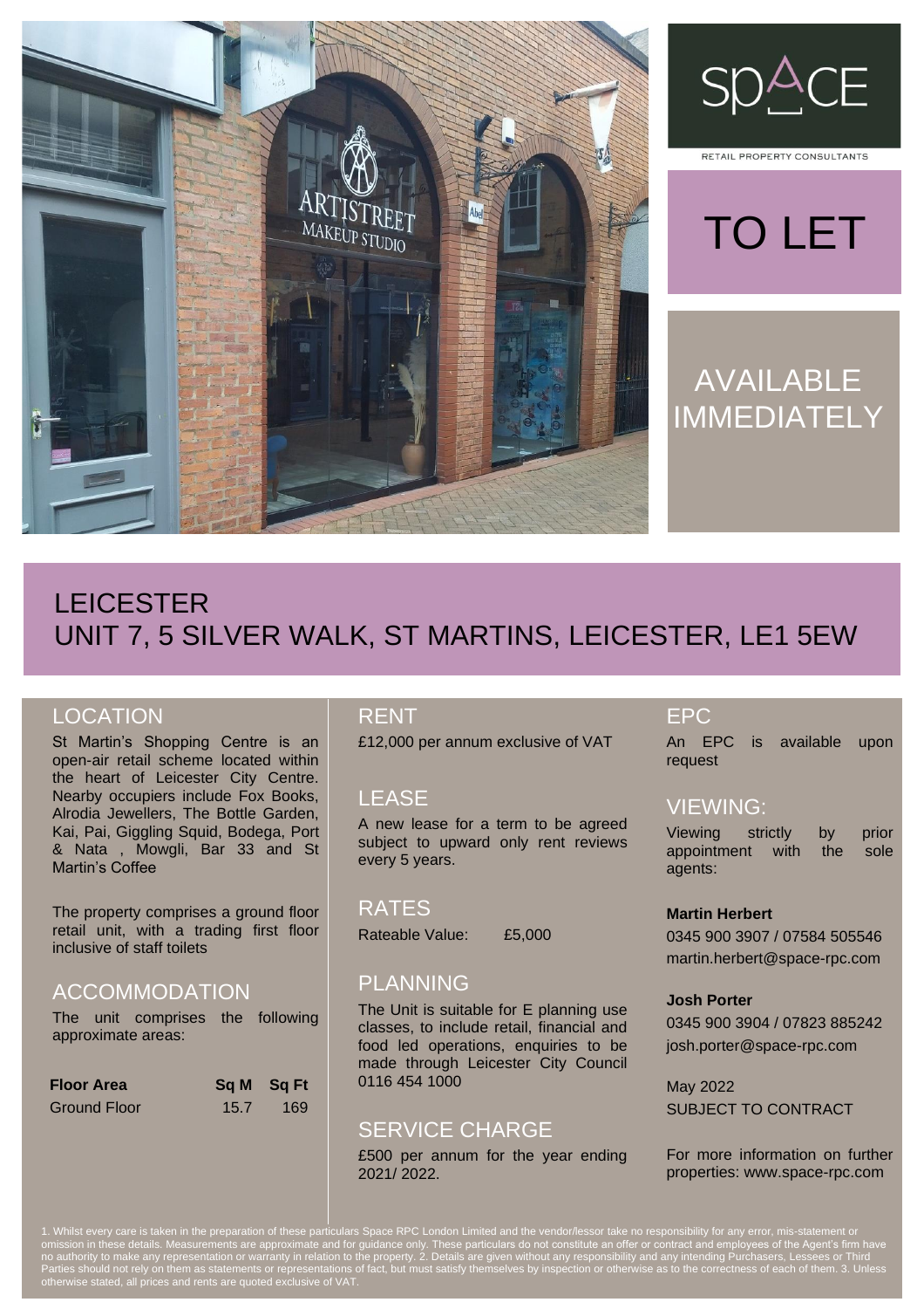SPACE

RETAIL PROPERTY CONSULTANTS

# TO LET

## AVAILABLE IMMEDIATELY

# LEICESTER
# UNIT 7, 5 SILVER WALK, ST MARTINS, LEICESTER, LE1 5EW

## LOCATION

St Martin's Shopping Centre is an open-air retail scheme located within the heart of Leicester City Centre. Nearby occupiers include Fox Books, Alrodia Jewellers, The Bottle Garden, Kai, Pai, Giggling Squid, Bodega, Port & Nata , Mowgli, Bar 33 and St Martin's Coffee

The property comprises a ground floor retail unit, with a trading first floor inclusive of staff toilets

## ACCOMMODATION

The unit comprises the following approximate areas:

| Floor Area | Sq M | Sq Ft |
|---|---|---|
| Ground Floor | 15.7 | 169 |

## RENT

£12,000 per annum exclusive of VAT

## LEASE

A new lease for a term to be agreed subject to upward only rent reviews every 5 years.

## RATES

Rateable Value: £5,000

## PLANNING

The Unit is suitable for E planning use classes, to include retail, financial and food led operations, enquiries to be made through Leicester City Council 0116 454 1000

## SERVICE CHARGE

£500 per annum for the year ending 2021/ 2022.

## EPC

An EPC is available upon request

## VIEWING:

Viewing strictly by prior appointment with the sole agents:

**Martin Herbert**
0345 900 3907 / 07584 505546
martin.herbert@space-rpc.com

**Josh Porter**
0345 900 3904 / 07823 885242
josh.porter@space-rpc.com

May 2022
SUBJECT TO CONTRACT

For more information on further properties: www.space-rpc.com

1. Whilst every care is taken in the preparation of these particulars Space RPC London Limited and the vendor/lessor take no responsibility for any error, mis-statement or omission in these details. Measurements are approximate and for guidance only. These particulars do not constitute an offer or contract and employees of the Agent's firm have no authority to make any representation or warranty in relation to the property. 2. Details are given without any responsibility and any intending Purchasers, Lessees or Third Parties should not rely on them as statements or representations of fact, but must satisfy themselves by inspection or otherwise as to the correctness of each of them. 3. Unless otherwise stated, all prices and rents are quoted exclusive of VAT.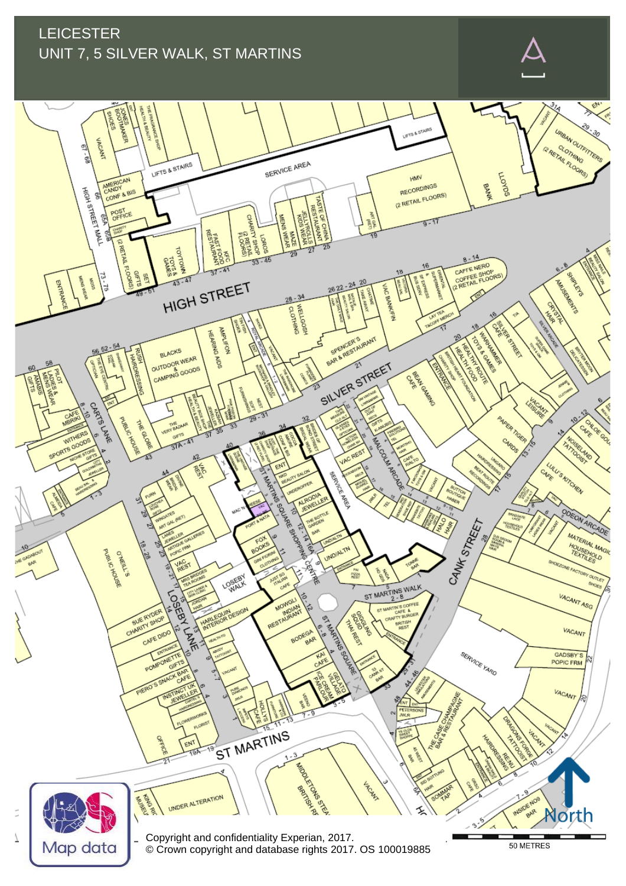# LEICESTER
## UNIT 7, 5 SILVER WALK, ST MARTINS

Copyright and confidentiality Experian, 2017.
© Crown copyright and database rights 2017. OS 100019885

50 METRES

North

Map data